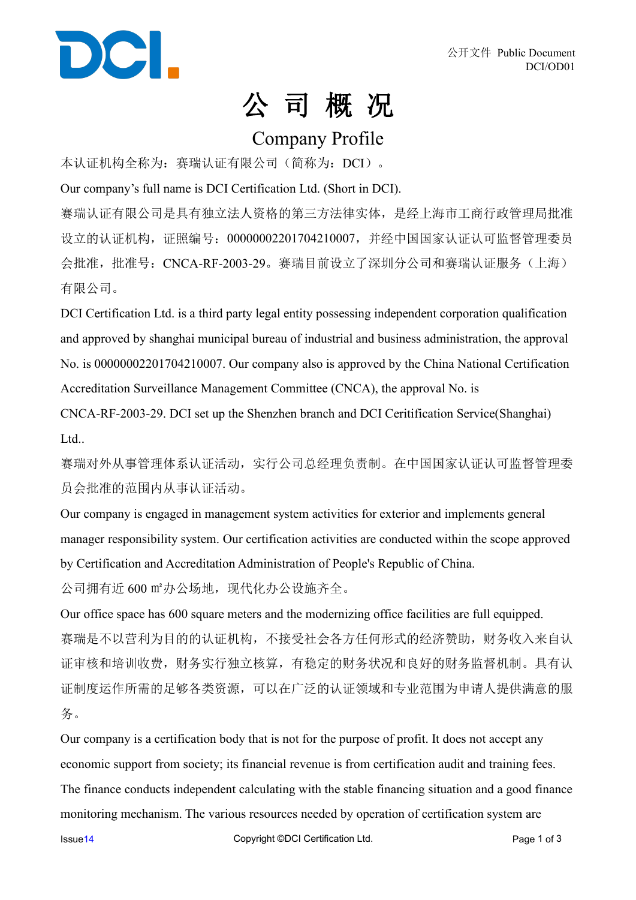# 公 司 概 况

## Company Profile

本认证机构全称为：赛瑞认证有限公司（简称为：DCI）。

Our company's full name is DCI Certification Ltd. (Short in DCI).

赛瑞认证有限公司是具有独立法人资格的第三方法律实体，是经上海市工商行政管理局批准设立的认证机构，证照编号：00000002201704210007，并经中国国家认证认可监督管理委员会批准，批准号：CNCA-RF-2003-29。赛瑞目前设立了深圳分公司和赛瑞认证服务（上海）有限公司。

DCI Certification Ltd. is a third party legal entity possessing independent corporation qualification and approved by shanghai municipal bureau of industrial and business administration, the approval No. is 00000002201704210007. Our company also is approved by the China National Certification Accreditation Surveillance Management Committee (CNCA), the approval No. is CNCA-RF-2003-29. DCI set up the Shenzhen branch and DCI Ceritification Service(Shanghai) Ltd..

赛瑞对外从事管理体系认证活动，实行公司总经理负责制。在中国国家认证认可监督管理委员会批准的范围内从事认证活动。

Our company is engaged in management system activities for exterior and implements general manager responsibility system. Our certification activities are conducted within the scope approved by Certification and Accreditation Administration of People's Republic of China.

公司拥有近 600 ㎡办公场地，现代化办公设施齐全。

Our office space has 600 square meters and the modernizing office facilities are full equipped.

赛瑞是不以营利为目的的认证机构，不接受社会各方任何形式的经济赞助，财务收入来自认证审核和培训收费，财务实行独立核算，有稳定的财务状况和良好的财务监督机制。具有认证制度运作所需的足够各类资源，可以在广泛的认证领域和专业范围为申请人提供满意的服务。

Our company is a certification body that is not for the purpose of profit. It does not accept any economic support from society; its financial revenue is from certification audit and training fees. The finance conducts independent calculating with the stable financing situation and a good finance monitoring mechanism. The various resources needed by operation of certification system are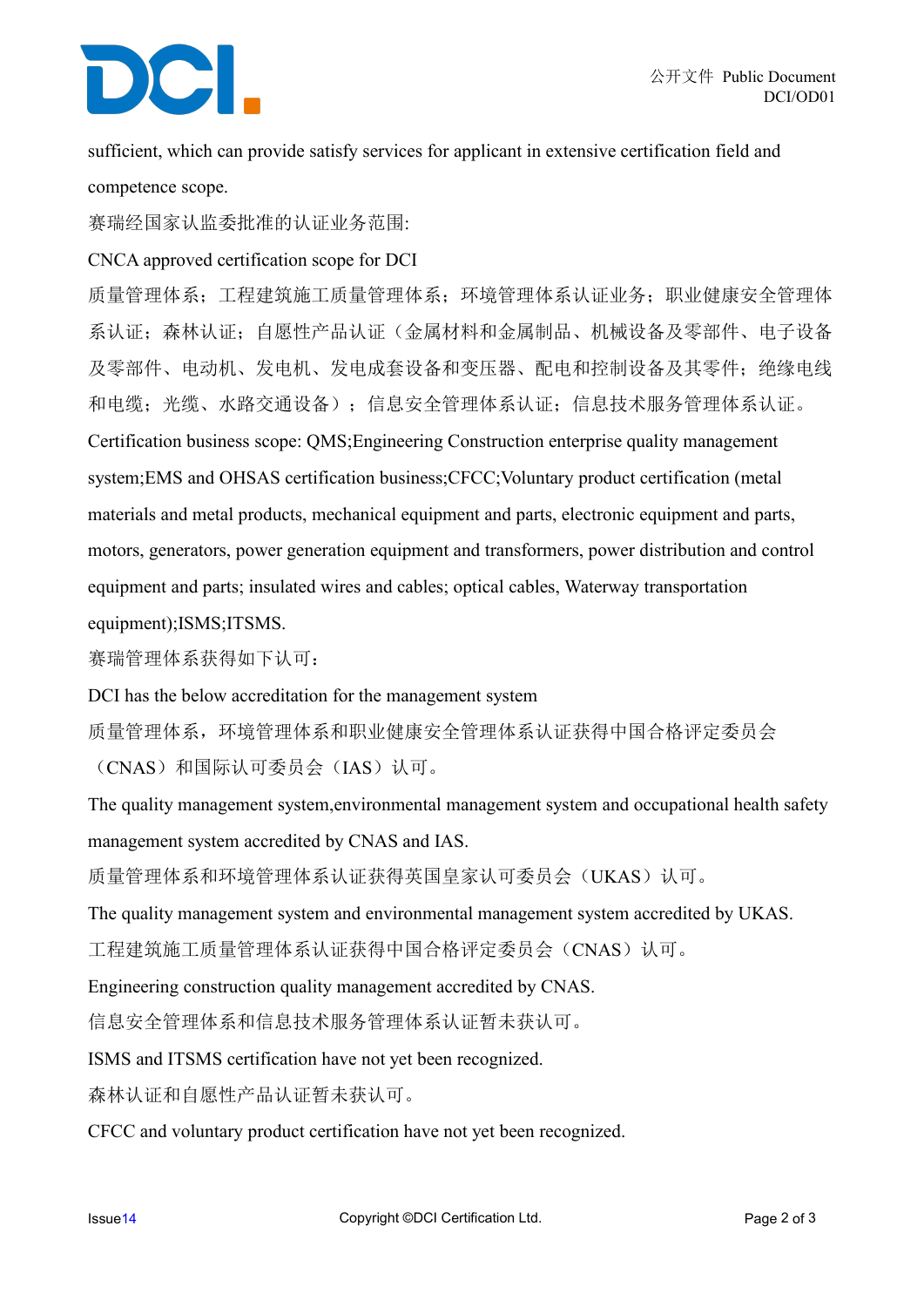sufficient, which can provide satisfy services for applicant in extensive certification field and competence scope.

赛瑞经国家认监委批准的认证业务范围:

CNCA approved certification scope for DCI

质量管理体系；工程建筑施工质量管理体系；环境管理体系认证业务；职业健康安全管理体系认证；森林认证；自愿性产品认证（金属材料和金属制品、机械设备及零部件、电子设备及零部件、电动机、发电机、发电成套设备和变压器、配电和控制设备及其零件；绝缘电线和电缆；光缆、水路交通设备）；信息安全管理体系认证；信息技术服务管理体系认证。

Certification business scope: QMS;Engineering Construction enterprise quality management system;EMS and OHSAS certification business;CFCC;Voluntary product certification (metal materials and metal products, mechanical equipment and parts, electronic equipment and parts, motors, generators, power generation equipment and transformers, power distribution and control equipment and parts; insulated wires and cables; optical cables, Waterway transportation equipment);ISMS;ITSMS.

赛瑞管理体系获得如下认可：

DCI has the below accreditation for the management system

质量管理体系，环境管理体系和职业健康安全管理体系认证获得中国合格评定委员会（CNAS）和国际认可委员会（IAS）认可。

The quality management system,environmental management system and occupational health safety management system accredited by CNAS and IAS.

质量管理体系和环境管理体系认证获得英国皇家认可委员会（UKAS）认可。

The quality management system and environmental management system accredited by UKAS.

工程建筑施工质量管理体系认证获得中国合格评定委员会（CNAS）认可。

Engineering construction quality management accredited by CNAS.

信息安全管理体系和信息技术服务管理体系认证暂未获认可。

ISMS and ITSMS certification have not yet been recognized.

森林认证和自愿性产品认证暂未获认可。

CFCC and voluntary product certification have not yet been recognized.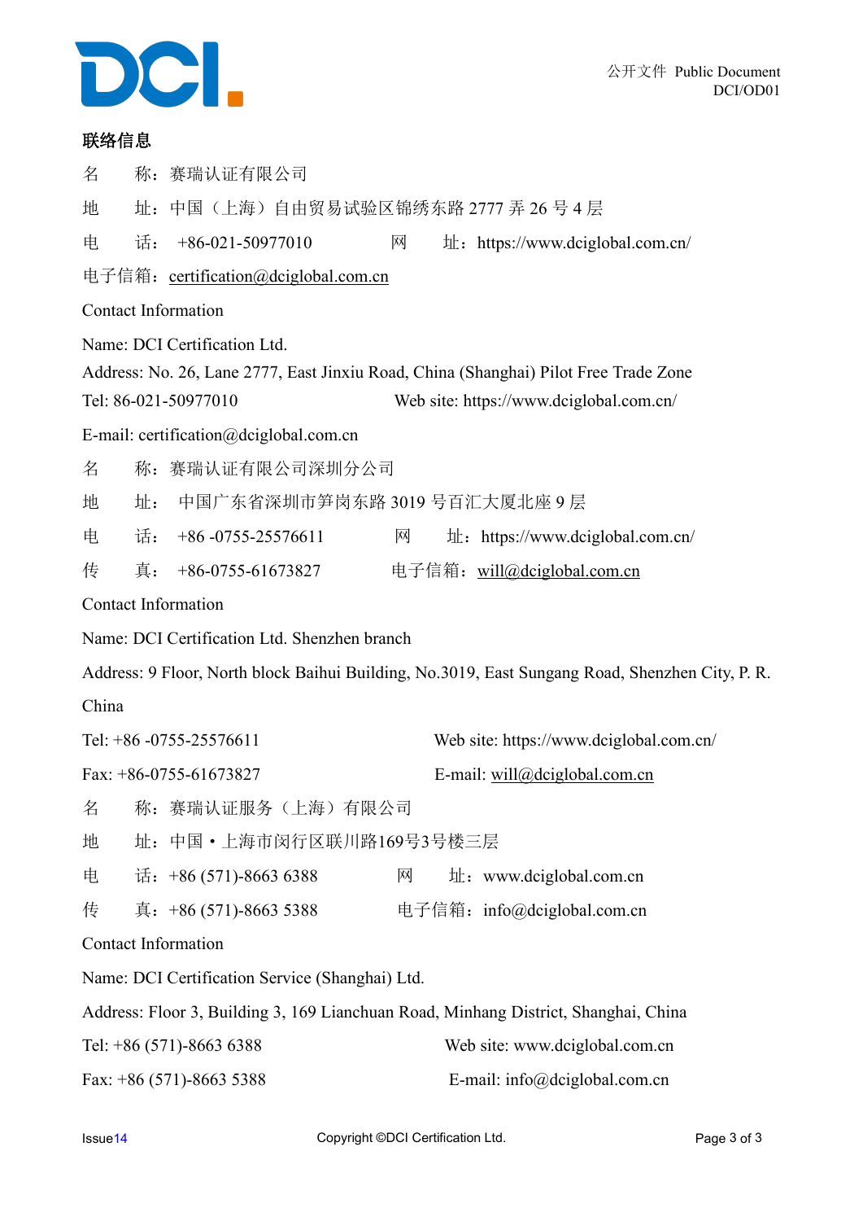**联络信息**

名　　称：赛瑞认证有限公司

地　　址：中国（上海）自由贸易试验区锦绣东路 2777 弄 26 号 4 层

电　　话：+86-021-50977010　　　　网　　址：https://www.dciglobal.com.cn/

电子信箱：certification@dciglobal.com.cn

Contact Information

Name: DCI Certification Ltd.

Address: No. 26, Lane 2777, East Jinxiu Road, China (Shanghai) Pilot Free Trade Zone

Tel: 86-021-50977010　　　　Web site: https://www.dciglobal.com.cn/

E-mail: certification@dciglobal.com.cn

名　　称：赛瑞认证有限公司深圳分公司

地　　址：中国广东省深圳市笋岗东路 3019 号百汇大厦北座 9 层

电　　话：+86 -0755-25576611　　　　网　　址：https://www.dciglobal.com.cn/

传　　真：+86-0755-61673827　　　　电子信箱：will@dciglobal.com.cn

Contact Information

Name: DCI Certification Ltd. Shenzhen branch

Address: 9 Floor, North block Baihui Building, No.3019, East Sungang Road, Shenzhen City, P. R. China

Tel: +86 -0755-25576611　　　　Web site: https://www.dciglobal.com.cn/

Fax: +86-0755-61673827　　　　E-mail: will@dciglobal.com.cn

名　　称：赛瑞认证服务（上海）有限公司

地　　址：中国・上海市闵行区联川路169号3号楼三层

电　　话：+86 (571)-8663 6388　　　　网　　址：www.dciglobal.com.cn

传　　真：+86 (571)-8663 5388　　　　电子信箱：info@dciglobal.com.cn

Contact Information

Name: DCI Certification Service (Shanghai) Ltd.

Address: Floor 3, Building 3, 169 Lianchuan Road, Minhang District, Shanghai, China

Tel: +86 (571)-8663 6388　　　　Web site: www.dciglobal.com.cn

Fax: +86 (571)-8663 5388　　　　E-mail: info@dciglobal.com.cn